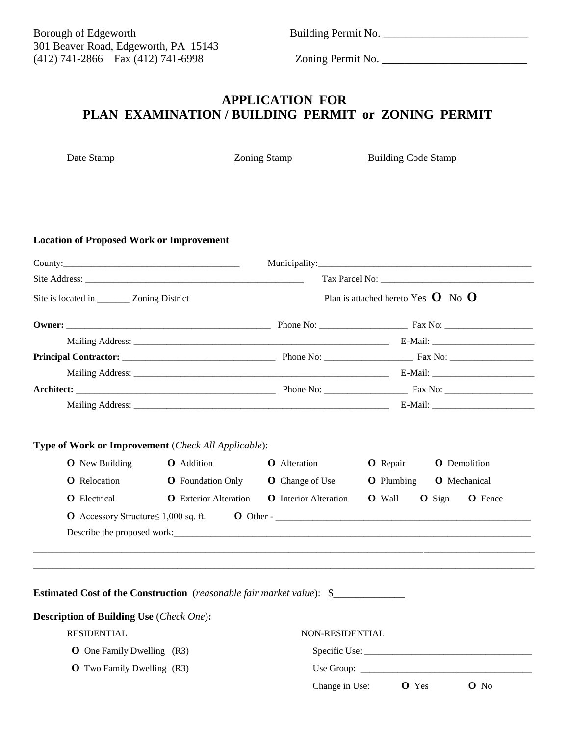Borough of Edgeworth
301 Beaver Road, Edgeworth, PA 15143
(412) 741-2866 Fax (412) 741-6998

Building Permit No. ________________________

Zoning Permit No. ________________________

# APPLICATION FOR
# PLAN EXAMINATION / BUILDING PERMIT or ZONING PERMIT

Date Stamp Zoning Stamp Building Code Stamp

**Location of Proposed Work or Improvement**

County:____________________________________ Municipality:____________________________________________

Site Address: _____________________________________________ Tax Parcel No: ______________________________

Site is located in _______ Zoning District Plan is attached hereto Yes **O** No **O**

**Owner:** __________________________________________ Phone No: __________________ Fax No: ___________________

Mailing Address: _______________________________________________________ E-Mail: _____________________

**Principal Contractor:** _______________________________ Phone No: __________________ Fax No: _________________

Mailing Address: _______________________________________________________ E-Mail: _____________________

**Architect:** __________________________________________ Phone No: _________________ Fax No: __________________

Mailing Address: _______________________________________________________ E-Mail: _____________________

**Type of Work or Improvement** (*Check All Applicable*):

**O** New Building **O** Addition **O** Alteration **O** Repair **O** Demolition

**O** Relocation **O** Foundation Only **O** Change of Use **O** Plumbing **O** Mechanical

**O** Electrical **O** Exterior Alteration **O** Interior Alteration **O** Wall **O** Sign **O** Fence

**O** Accessory Structure≤ 1,000 sq. ft. **O** Other - ______________________________________________________

Describe the proposed work:_____________________________________________________________________________

______________________________________________________________________________________________________

______________________________________________________________________________________________________

**Estimated Cost of the Construction** (*reasonable fair market value*): $_____________

**Description of Building Use** (*Check One*)**:**

RESIDENTIAL

**O** One Family Dwelling (R3)

**O** Two Family Dwelling (R3)

NON-RESIDENTIAL

Specific Use: ___________________________________

Use Group: _____________________________________

Change in Use: **O** Yes **O** No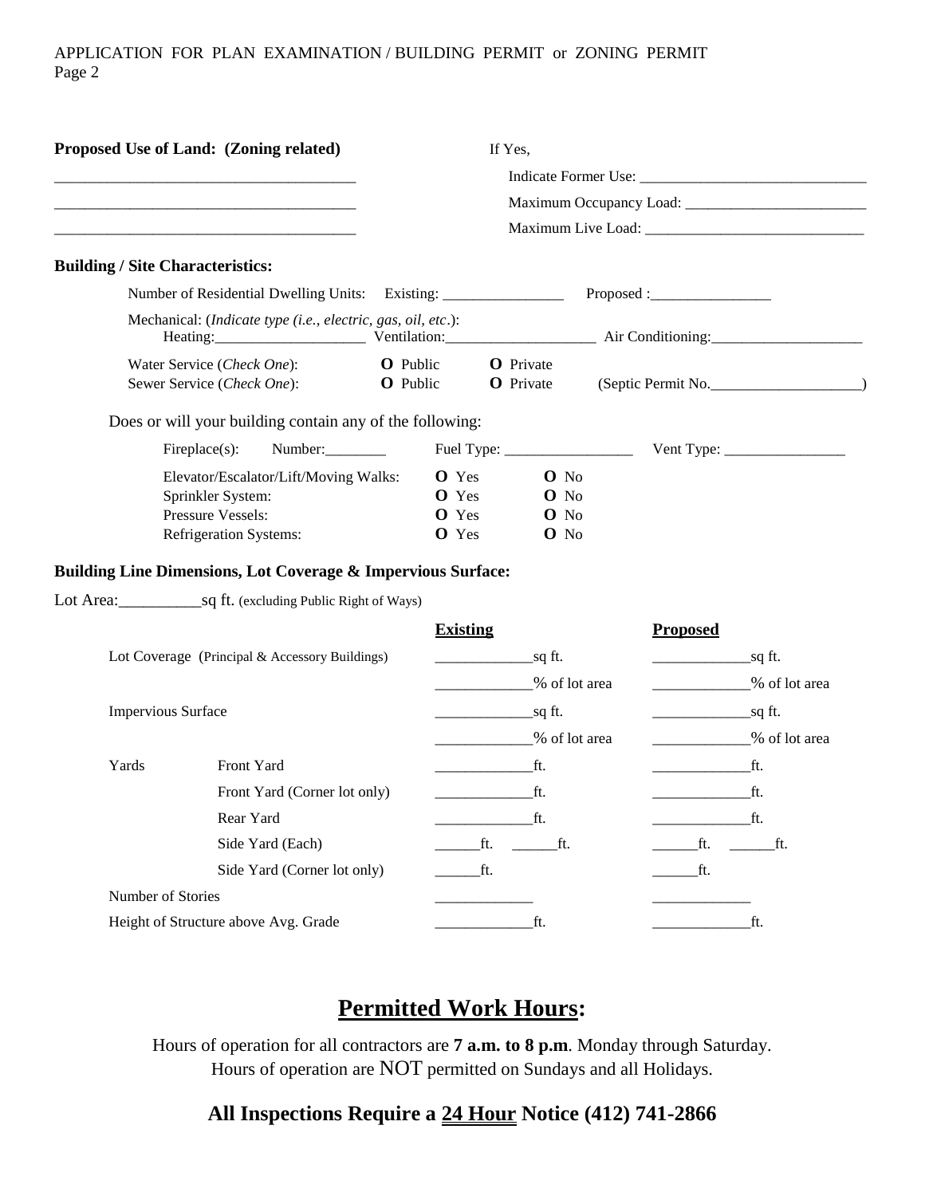APPLICATION FOR PLAN EXAMINATION / BUILDING PERMIT or ZONING PERMIT
Page 2

**Proposed Use of Land: (Zoning related)**

_______________________________________

_______________________________________

_______________________________________

If Yes,

Indicate Former Use: ______________________________

Maximum Occupancy Load: ________________________

Maximum Live Load: _____________________________

**Building / Site Characteristics:**

Number of Residential Dwelling Units: Existing: ________________ Proposed :________________

Mechanical: (*Indicate type (i.e., electric, gas, oil, etc*.):
Heating:____________________ Ventilation:____________________ Air Conditioning:____________________

Water Service (*Check One*): **O** Public **O** Private
Sewer Service (*Check One*): **O** Public **O** Private (Septic Permit No.____________________)

Does or will your building contain any of the following:

Fireplace(s): Number:________ Fuel Type: _________________ Vent Type: ________________

| | | |
|---|---|---|
| Elevator/Escalator/Lift/Moving Walks: | **O** Yes | **O** No |
| Sprinkler System: | **O** Yes | **O** No |
| Pressure Vessels: | **O** Yes | **O** No |
| Refrigeration Systems: | **O** Yes | **O** No |

**Building Line Dimensions, Lot Coverage & Impervious Surface:**

Lot Area:__________sq ft. (excluding Public Right of Ways)

| | | **Existing** | **Proposed** |
|---|---|---|---|
| Lot Coverage (Principal & Accessory Buildings) | | _____________sq ft. | _____________sq ft. |
| | | _____________% of lot area | _____________% of lot area |
| Impervious Surface | | _____________sq ft. | _____________sq ft. |
| | | _____________% of lot area | _____________% of lot area |
| Yards | Front Yard | _____________ft. | _____________ft. |
| | Front Yard (Corner lot only) | _____________ft. | _____________ft. |
| | Rear Yard | _____________ft. | _____________ft. |
| | Side Yard (Each) | ______ft. ______ft. | ______ft. ______ft. |
| | Side Yard (Corner lot only) | ______ft. | ______ft. |
| Number of Stories | | _____________ | _____________ |
| Height of Structure above Avg. Grade | | _____________ft. | _____________ft. |

## Permitted Work Hours:

Hours of operation for all contractors are **7 a.m. to 8 p.m**. Monday through Saturday.
Hours of operation are NOT permitted on Sundays and all Holidays.

### All Inspections Require a 24 Hour Notice (412) 741-2866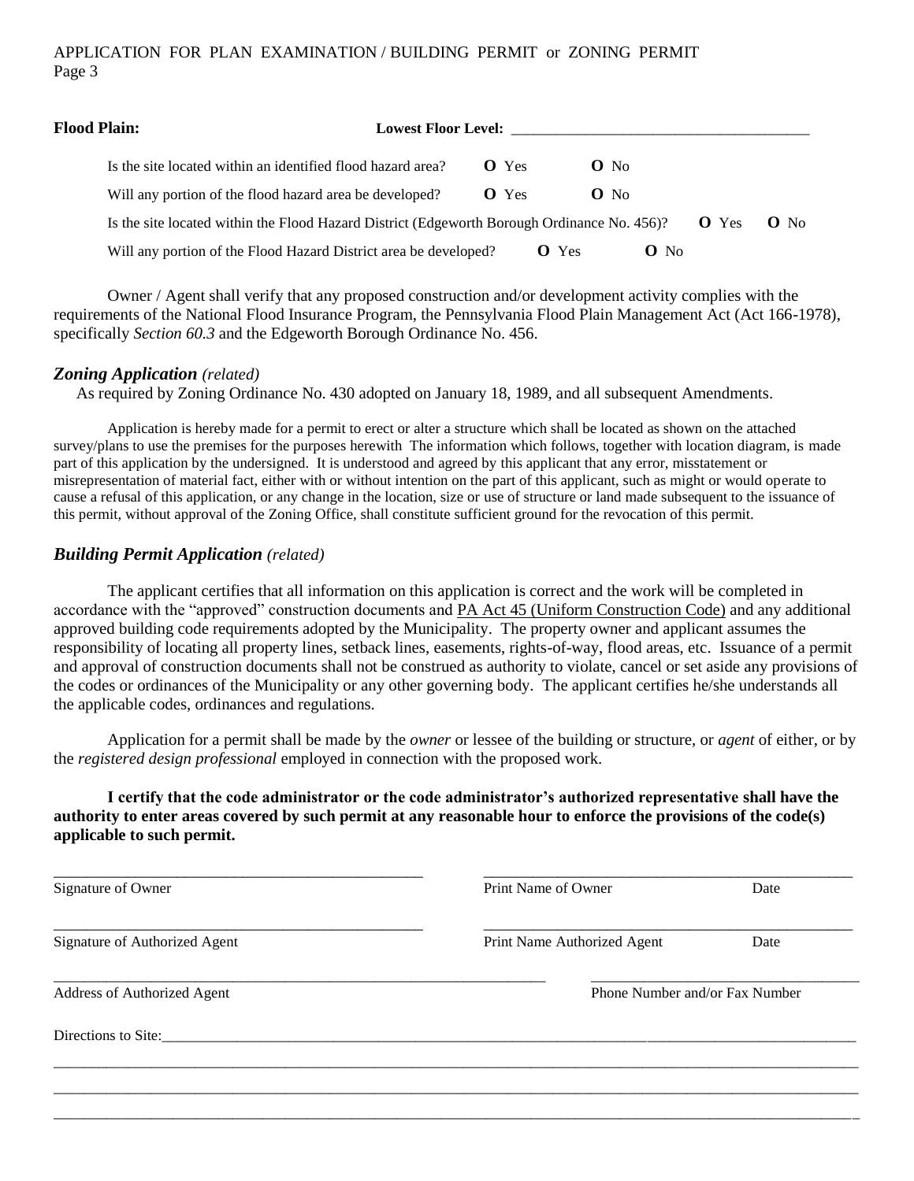**Flood Plain:** **Lowest Floor Level:** ________________________________________

Is the site located within an identified flood hazard area? **O** Yes **O** No

Will any portion of the flood hazard area be developed? **O** Yes **O** No

Is the site located within the Flood Hazard District (Edgeworth Borough Ordinance No. 456)? **O** Yes **O** No

Will any portion of the Flood Hazard District area be developed? **O** Yes **O** No

Owner / Agent shall verify that any proposed construction and/or development activity complies with the requirements of the National Flood Insurance Program, the Pennsylvania Flood Plain Management Act (Act 166-1978), specifically *Section 60.3* and the Edgeworth Borough Ordinance No. 456.

### *Zoning Application* *(related)*

As required by Zoning Ordinance No. 430 adopted on January 18, 1989, and all subsequent Amendments.

Application is hereby made for a permit to erect or alter a structure which shall be located as shown on the attached survey/plans to use the premises for the purposes herewith The information which follows, together with location diagram, is made part of this application by the undersigned. It is understood and agreed by this applicant that any error, misstatement or misrepresentation of material fact, either with or without intention on the part of this applicant, such as might or would operate to cause a refusal of this application, or any change in the location, size or use of structure or land made subsequent to the issuance of this permit, without approval of the Zoning Office, shall constitute sufficient ground for the revocation of this permit.

### *Building Permit Application* *(related)*

The applicant certifies that all information on this application is correct and the work will be completed in accordance with the "approved" construction documents and PA Act 45 (Uniform Construction Code) and any additional approved building code requirements adopted by the Municipality. The property owner and applicant assumes the responsibility of locating all property lines, setback lines, easements, rights-of-way, flood areas, etc. Issuance of a permit and approval of construction documents shall not be construed as authority to violate, cancel or set aside any provisions of the codes or ordinances of the Municipality or any other governing body. The applicant certifies he/she understands all the applicable codes, ordinances and regulations.

Application for a permit shall be made by the *owner* or lessee of the building or structure, or *agent* of either, or by the *registered design professional* employed in connection with the proposed work.

**I certify that the code administrator or the code administrator's authorized representative shall have the authority to enter areas covered by such permit at any reasonable hour to enforce the provisions of the code(s) applicable to such permit.**

________________________________________ ________________________________________

Signature of Owner Print Name of Owner Date

________________________________________ ________________________________________

Signature of Authorized Agent Print Name Authorized Agent Date

________________________________________ ________________________________________

Address of Authorized Agent Phone Number and/or Fax Number

Directions to Site:________________________________________________________________________________

____________________________________________________________________________________________

____________________________________________________________________________________________

____________________________________________________________________________________________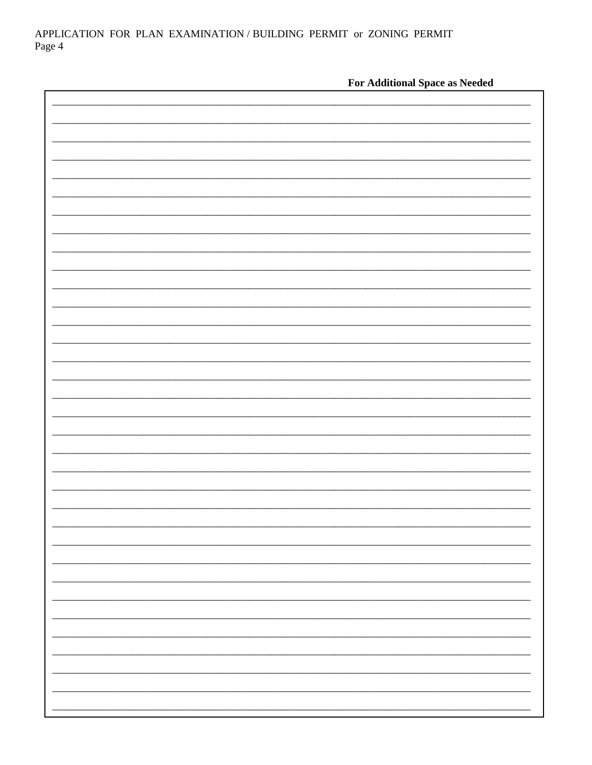**For Additional Space as Needed**

______________________________________________________________________________

______________________________________________________________________________

______________________________________________________________________________

______________________________________________________________________________

______________________________________________________________________________

______________________________________________________________________________

______________________________________________________________________________

______________________________________________________________________________

______________________________________________________________________________

______________________________________________________________________________

______________________________________________________________________________

______________________________________________________________________________

______________________________________________________________________________

______________________________________________________________________________

______________________________________________________________________________

______________________________________________________________________________

______________________________________________________________________________

______________________________________________________________________________

______________________________________________________________________________

______________________________________________________________________________

______________________________________________________________________________

______________________________________________________________________________

______________________________________________________________________________

______________________________________________________________________________

______________________________________________________________________________

______________________________________________________________________________

______________________________________________________________________________

______________________________________________________________________________

______________________________________________________________________________

______________________________________________________________________________

______________________________________________________________________________

______________________________________________________________________________

______________________________________________________________________________

______________________________________________________________________________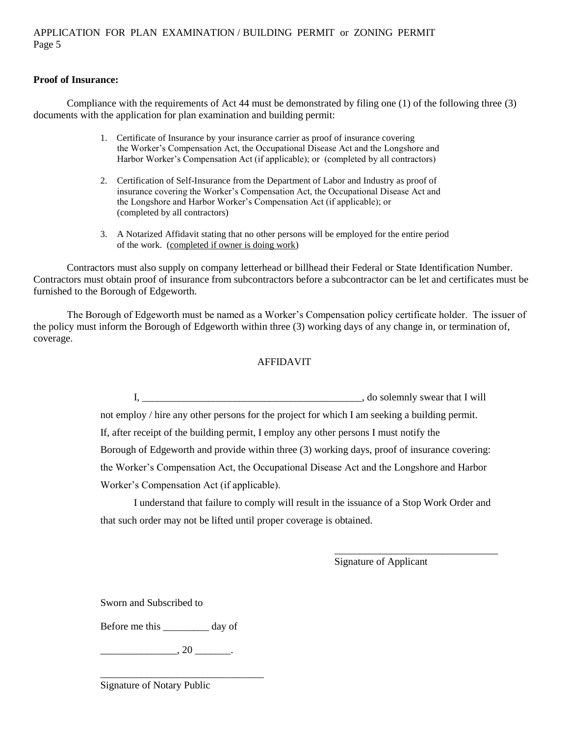**Proof of Insurance:**

Compliance with the requirements of Act 44 must be demonstrated by filing one (1) of the following three (3) documents with the application for plan examination and building permit:

1. Certificate of Insurance by your insurance carrier as proof of insurance covering the Worker's Compensation Act, the Occupational Disease Act and the Longshore and Harbor Worker's Compensation Act (if applicable); or (completed by all contractors)

2. Certification of Self-Insurance from the Department of Labor and Industry as proof of insurance covering the Worker's Compensation Act, the Occupational Disease Act and the Longshore and Harbor Worker's Compensation Act (if applicable); or (completed by all contractors)

3. A Notarized Affidavit stating that no other persons will be employed for the entire period of the work. (completed if owner is doing work)

Contractors must also supply on company letterhead or billhead their Federal or State Identification Number. Contractors must obtain proof of insurance from subcontractors before a subcontractor can be let and certificates must be furnished to the Borough of Edgeworth.

The Borough of Edgeworth must be named as a Worker's Compensation policy certificate holder. The issuer of the policy must inform the Borough of Edgeworth within three (3) working days of any change in, or termination of, coverage.

AFFIDAVIT

I, ___________________________________________, do solemnly swear that I will not employ / hire any other persons for the project for which I am seeking a building permit. If, after receipt of the building permit, I employ any other persons I must notify the Borough of Edgeworth and provide within three (3) working days, proof of insurance covering: the Worker's Compensation Act, the Occupational Disease Act and the Longshore and Harbor Worker's Compensation Act (if applicable).

I understand that failure to comply will result in the issuance of a Stop Work Order and that such order may not be lifted until proper coverage is obtained.

________________________________
Signature of Applicant

Sworn and Subscribed to

Before me this _________ day of

_______________, 20 _______.

________________________________
Signature of Notary Public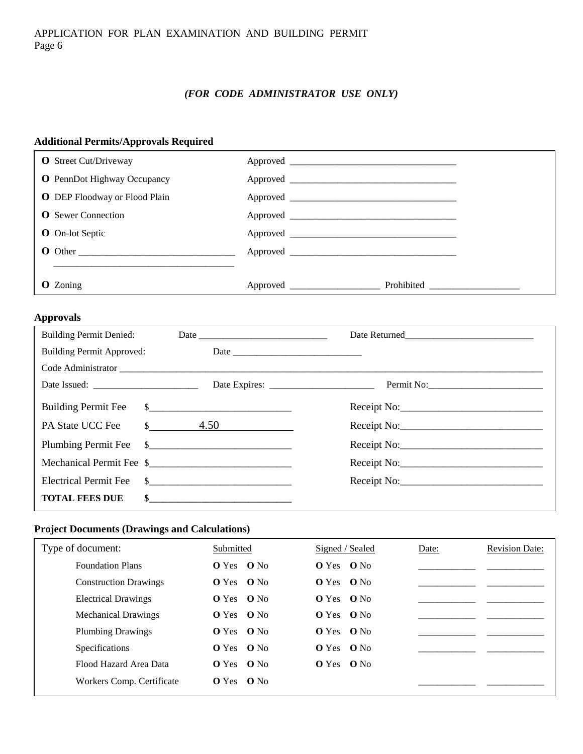*(FOR CODE ADMINISTRATOR USE ONLY)*

### Additional Permits/Approvals Required

| | |
|---|---|
| **O** Street Cut/Driveway | Approved ___________________________________ |
| **O** PennDot Highway Occupancy | Approved ___________________________________ |
| **O** DEP Floodway or Flood Plain | Approved ___________________________________ |
| **O** Sewer Connection | Approved ___________________________________ |
| **O** On-lot Septic | Approved ___________________________________ |
| **O** Other _________________________________ ___________________________________ | Approved ___________________________________ |
| **O** Zoning | Approved ___________________ Prohibited ___________________ |

### Approvals

Building Permit Denied: Date ____________________________ Date Returned____________________________

Building Permit Approved: Date ____________________________

Code Administrator ______________________________________________________________________________

Date Issued: ______________________ Date Expires: ______________________ Permit No:________________________

| Fee | Amount | Receipt |
|---|---|---|
| Building Permit Fee | $____________________________ | Receipt No:____________________________ |
| PA State UCC Fee | $ 4.50 | Receipt No:____________________________ |
| Plumbing Permit Fee | $____________________________ | Receipt No:____________________________ |
| Mechanical Permit Fee | $____________________________ | Receipt No:____________________________ |
| Electrical Permit Fee | $____________________________ | Receipt No:____________________________ |
| **TOTAL FEES DUE** | **$____________________________** | |

### Project Documents (Drawings and Calculations)

| Type of document: | Submitted | Signed / Sealed | Date: | Revision Date: |
|---|---|---|---|---|
| Foundation Plans | **O** Yes **O** No | **O** Yes **O** No | ___________ | ___________ |
| Construction Drawings | **O** Yes **O** No | **O** Yes **O** No | ___________ | ___________ |
| Electrical Drawings | **O** Yes **O** No | **O** Yes **O** No | ___________ | ___________ |
| Mechanical Drawings | **O** Yes **O** No | **O** Yes **O** No | ___________ | ___________ |
| Plumbing Drawings | **O** Yes **O** No | **O** Yes **O** No | ___________ | ___________ |
| Specifications | **O** Yes **O** No | **O** Yes **O** No | ___________ | ___________ |
| Flood Hazard Area Data | **O** Yes **O** No | **O** Yes **O** No | | |
| Workers Comp. Certificate | **O** Yes **O** No | | ___________ | ___________ |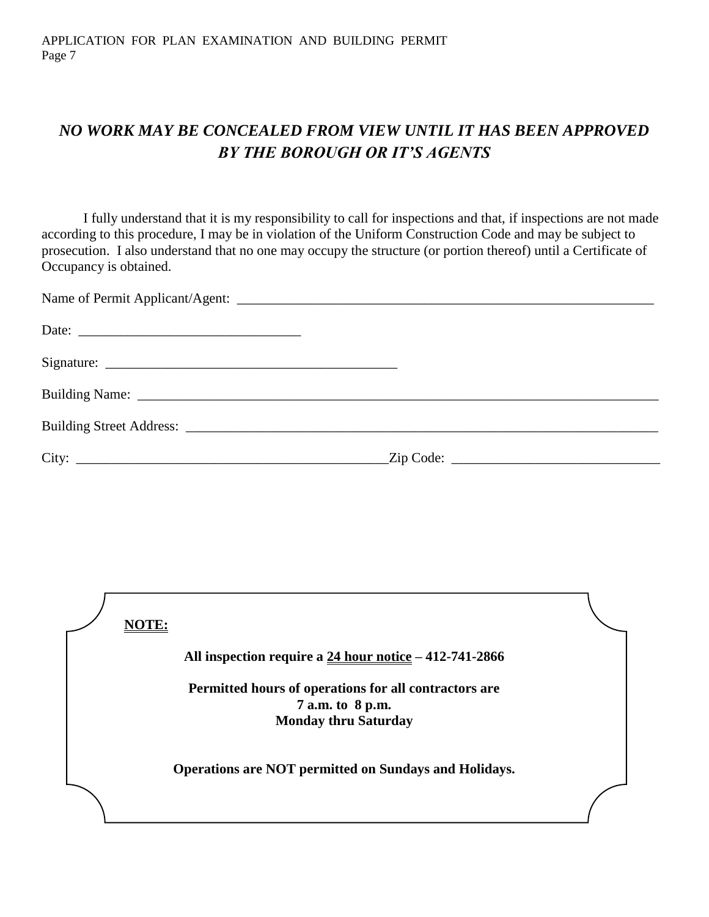## *NO WORK MAY BE CONCEALED FROM VIEW UNTIL IT HAS BEEN APPROVED BY THE BOROUGH OR IT'S AGENTS*

I fully understand that it is my responsibility to call for inspections and that, if inspections are not made according to this procedure, I may be in violation of the Uniform Construction Code and may be subject to prosecution. I also understand that no one may occupy the structure (or portion thereof) until a Certificate of Occupancy is obtained.

Name of Permit Applicant/Agent: ______________________________________________________________

Date: ________________________________

Signature: _________________________________________

Building Name: __________________________________________________________________________

Building Street Address: ___________________________________________________________________

City: ______________________________________________Zip Code: ______________________________

**NOTE:**

**All inspection require a 24 hour notice – 412-741-2866**

**Permitted hours of operations for all contractors are 7 a.m. to 8 p.m. Monday thru Saturday**

**Operations are NOT permitted on Sundays and Holidays.**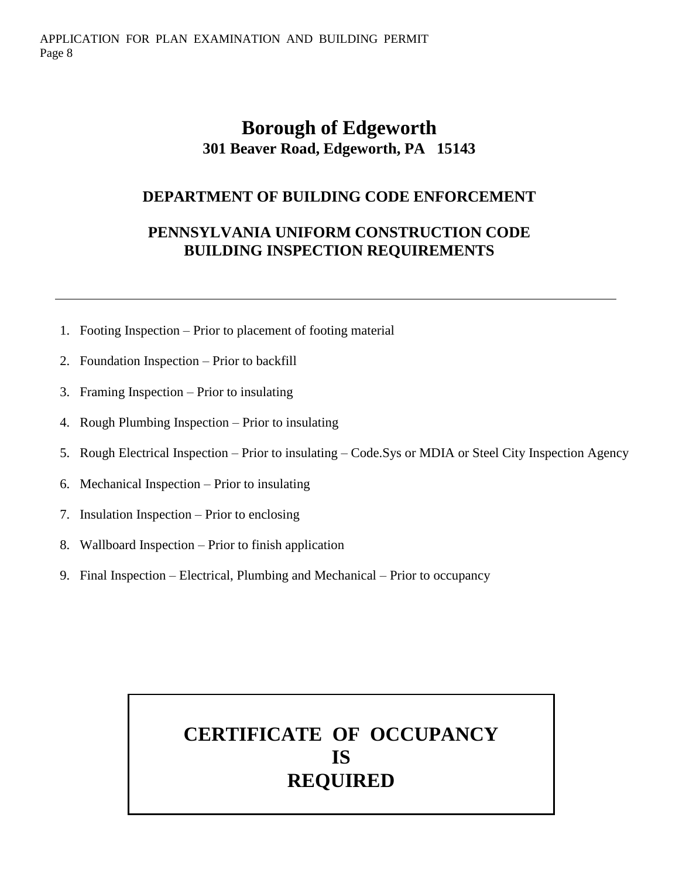# Borough of Edgeworth

**301 Beaver Road, Edgeworth, PA 15143**

## DEPARTMENT OF BUILDING CODE ENFORCEMENT

## PENNSYLVANIA UNIFORM CONSTRUCTION CODE BUILDING INSPECTION REQUIREMENTS

---

1. Footing Inspection – Prior to placement of footing material
2. Foundation Inspection – Prior to backfill
3. Framing Inspection – Prior to insulating
4. Rough Plumbing Inspection – Prior to insulating
5. Rough Electrical Inspection – Prior to insulating – Code.Sys or MDIA or Steel City Inspection Agency
6. Mechanical Inspection – Prior to insulating
7. Insulation Inspection – Prior to enclosing
8. Wallboard Inspection – Prior to finish application
9. Final Inspection – Electrical, Plumbing and Mechanical – Prior to occupancy

**CERTIFICATE OF OCCUPANCY IS REQUIRED**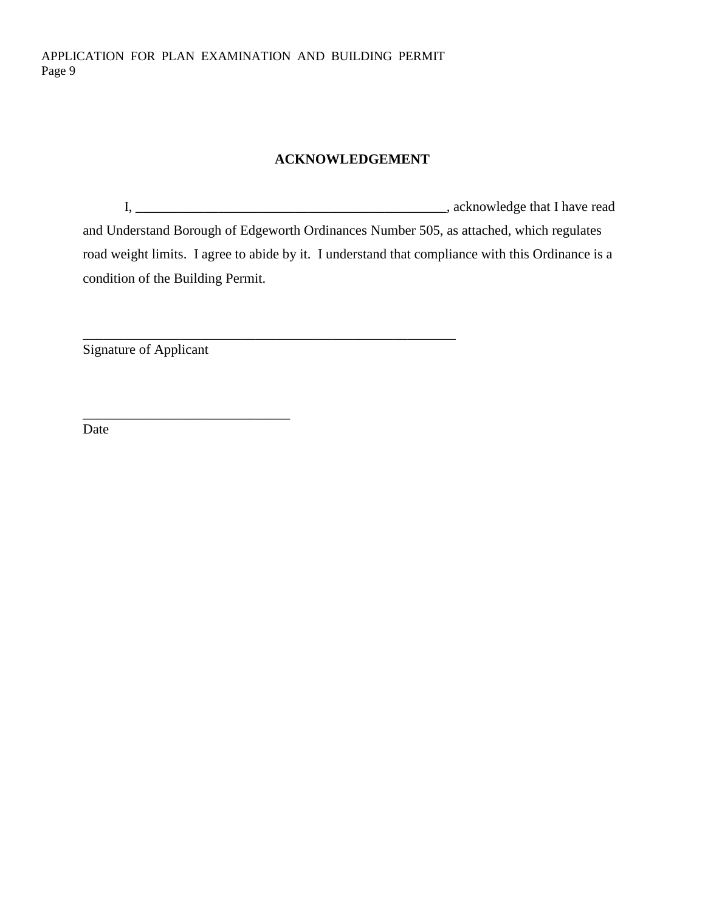## ACKNOWLEDGEMENT

I, _______________________________________________, acknowledge that I have read and Understand Borough of Edgeworth Ordinances Number 505, as attached, which regulates road weight limits. I agree to abide by it. I understand that compliance with this Ordinance is a condition of the Building Permit.

_________________________________________________________
Signature of Applicant

________________________________
Date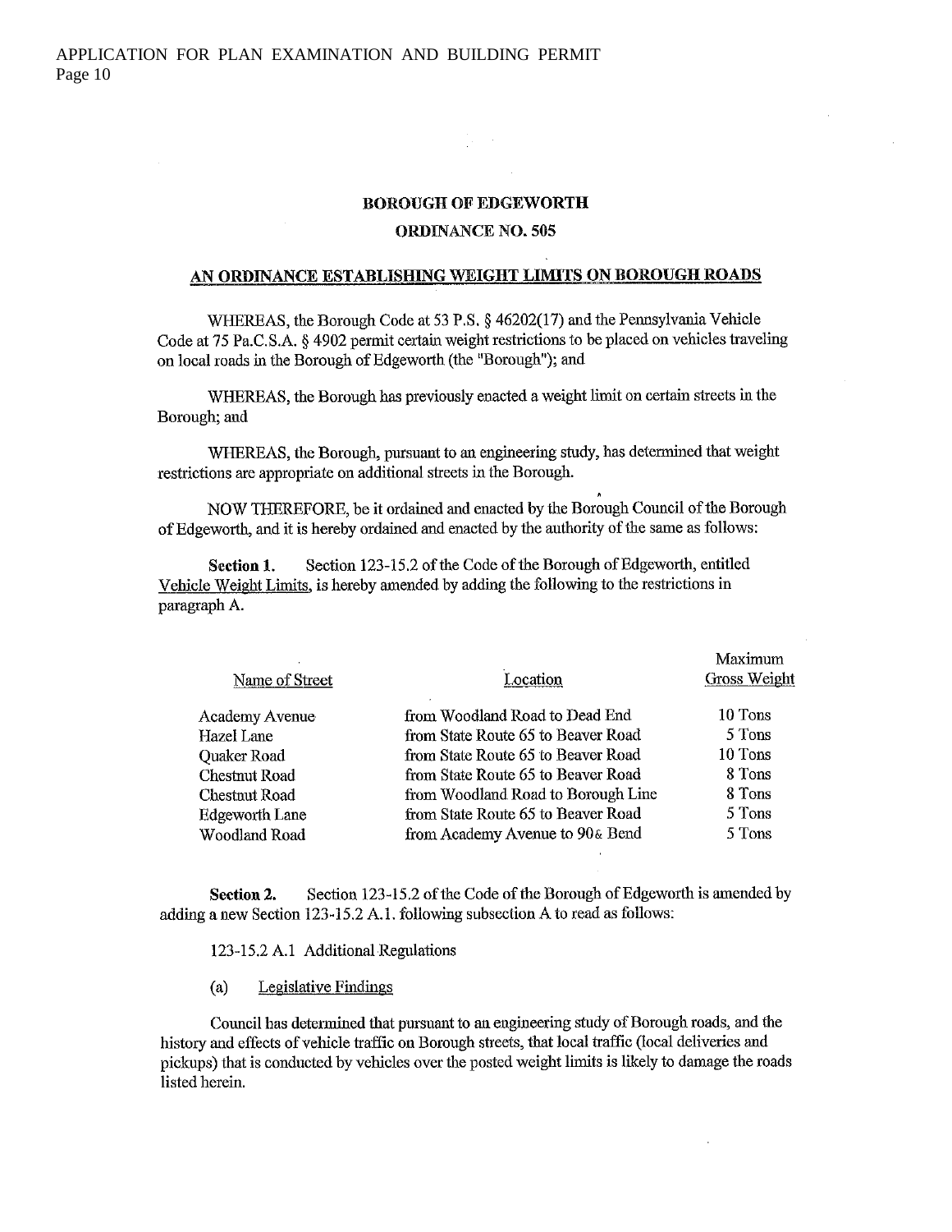**BOROUGH OF EDGEWORTH**

**ORDINANCE NO. 505**

**AN ORDINANCE ESTABLISHING WEIGHT LIMITS ON BOROUGH ROADS**

WHEREAS, the Borough Code at 53 P.S. § 46202(17) and the Pennsylvania Vehicle Code at 75 Pa.C.S.A. § 4902 permit certain weight restrictions to be placed on vehicles traveling on local roads in the Borough of Edgeworth (the "Borough"); and

WHEREAS, the Borough has previously enacted a weight limit on certain streets in the Borough; and

WHEREAS, the Borough, pursuant to an engineering study, has determined that weight restrictions are appropriate on additional streets in the Borough.

NOW THEREFORE, be it ordained and enacted by the Borough Council of the Borough of Edgeworth, and it is hereby ordained and enacted by the authority of the same as follows:

**Section 1.** Section 123-15.2 of the Code of the Borough of Edgeworth, entitled Vehicle Weight Limits, is hereby amended by adding the following to the restrictions in paragraph A.

| Name of Street | Location | Maximum Gross Weight |
|---|---|---|
| Academy Avenue | from Woodland Road to Dead End | 10 Tons |
| Hazel Lane | from State Route 65 to Beaver Road | 5 Tons |
| Quaker Road | from State Route 65 to Beaver Road | 10 Tons |
| Chestnut Road | from State Route 65 to Beaver Road | 8 Tons |
| Chestnut Road | from Woodland Road to Borough Line | 8 Tons |
| Edgeworth Lane | from State Route 65 to Beaver Road | 5 Tons |
| Woodland Road | from Academy Avenue to 90& Bend | 5 Tons |

**Section 2.** Section 123-15.2 of the Code of the Borough of Edgeworth is amended by adding a new Section 123-15.2 A.1. following subsection A to read as follows:

123-15.2 A.1 Additional Regulations

(a) Legislative Findings

Council has determined that pursuant to an engineering study of Borough roads, and the history and effects of vehicle traffic on Borough streets, that local traffic (local deliveries and pickups) that is conducted by vehicles over the posted weight limits is likely to damage the roads listed herein.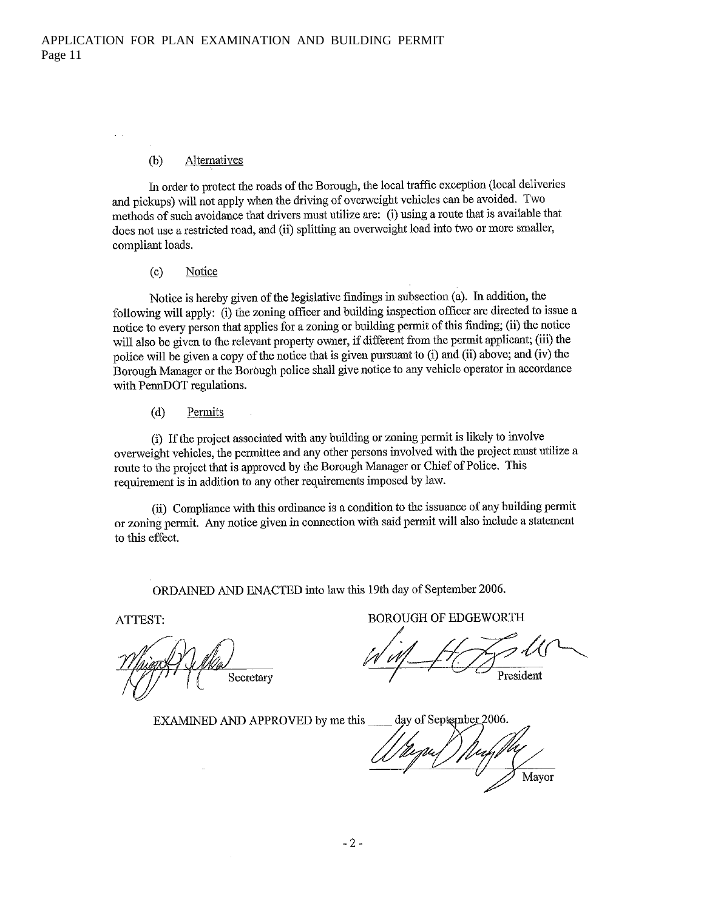(b) <u>Alternatives</u>

In order to protect the roads of the Borough, the local traffic exception (local deliveries and pickups) will not apply when the driving of overweight vehicles can be avoided. Two methods of such avoidance that drivers must utilize are: (i) using a route that is available that does not use a restricted road, and (ii) splitting an overweight load into two or more smaller, compliant loads.

(c) <u>Notice</u>

Notice is hereby given of the legislative findings in subsection (a). In addition, the following will apply: (i) the zoning officer and building inspection officer are directed to issue a notice to every person that applies for a zoning or building permit of this finding; (ii) the notice will also be given to the relevant property owner, if different from the permit applicant; (iii) the police will be given a copy of the notice that is given pursuant to (i) and (ii) above; and (iv) the Borough Manager or the Borough police shall give notice to any vehicle operator in accordance with PennDOT regulations.

(d) <u>Permits</u>

(i) If the project associated with any building or zoning permit is likely to involve overweight vehicles, the permittee and any other persons involved with the project must utilize a route to the project that is approved by the Borough Manager or Chief of Police. This requirement is in addition to any other requirements imposed by law.

(ii) Compliance with this ordinance is a condition to the issuance of any building permit or zoning permit. Any notice given in connection with said permit will also include a statement to this effect.

ORDAINED AND ENACTED into law this 19th day of September 2006.

ATTEST:

Secretary

BOROUGH OF EDGEWORTH

President

EXAMINED AND APPROVED by me this \_\_\_\_ day of September 2006.

Mayor